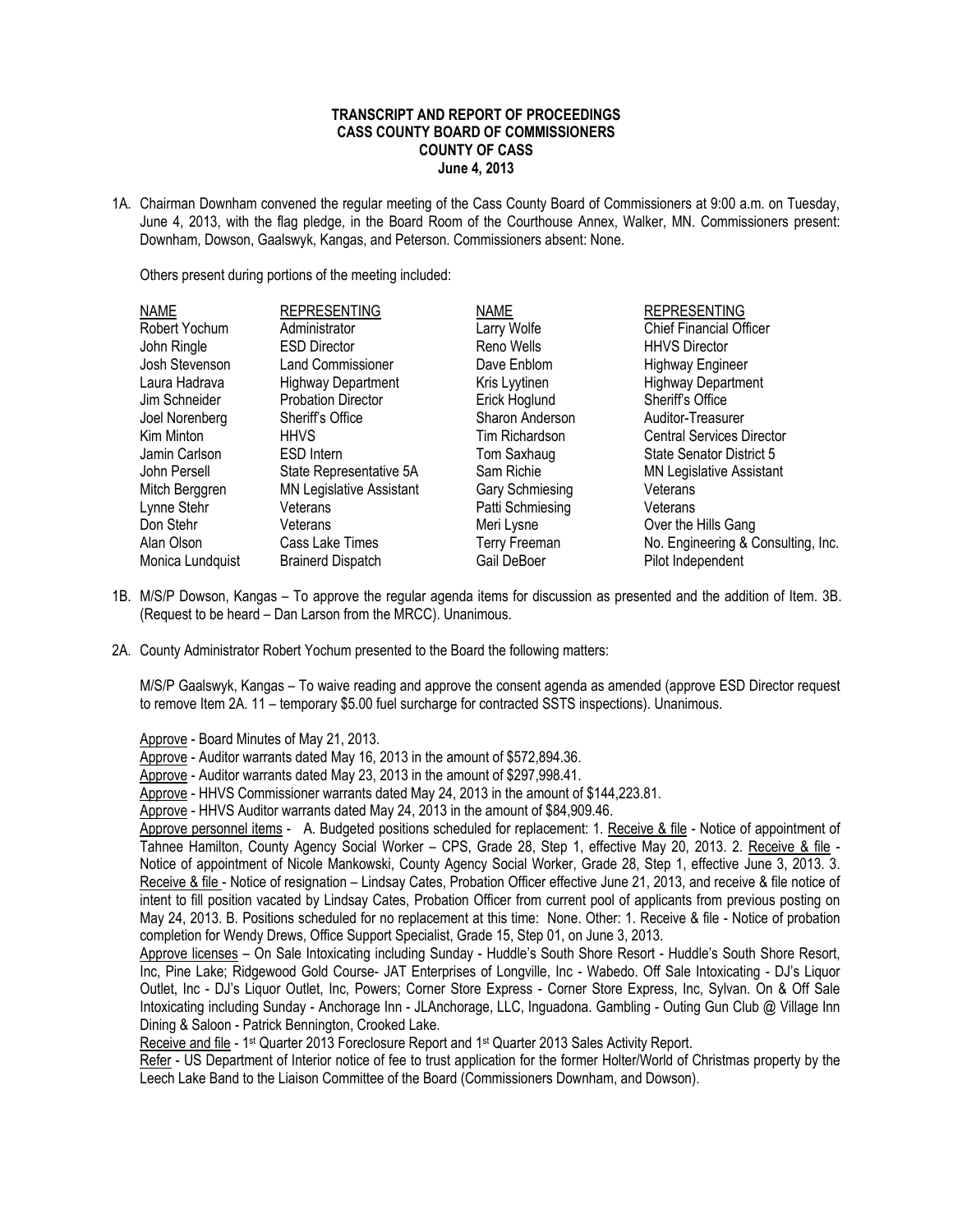**TRANSCRIPT AND REPORT OF PROCEEDINGS**
**CASS COUNTY BOARD OF COMMISSIONERS**
**COUNTY OF CASS**
**June 4, 2013**

1A. Chairman Downham convened the regular meeting of the Cass County Board of Commissioners at 9:00 a.m. on Tuesday, June 4, 2013, with the flag pledge, in the Board Room of the Courthouse Annex, Walker, MN. Commissioners present: Downham, Dowson, Gaalswyk, Kangas, and Peterson. Commissioners absent: None.

Others present during portions of the meeting included:

| NAME | REPRESENTING | NAME | REPRESENTING |
|---|---|---|---|
| Robert Yochum | Administrator | Larry Wolfe | Chief Financial Officer |
| John Ringle | ESD Director | Reno Wells | HHVS Director |
| Josh Stevenson | Land Commissioner | Dave Enblom | Highway Engineer |
| Laura Hadrava | Highway Department | Kris Lyytinen | Highway Department |
| Jim Schneider | Probation Director | Erick Hoglund | Sheriff's Office |
| Joel Norenberg | Sheriff's Office | Sharon Anderson | Auditor-Treasurer |
| Kim Minton | HHVS | Tim Richardson | Central Services Director |
| Jamin Carlson | ESD Intern | Tom Saxhaug | State Senator District 5 |
| John Persell | State Representative 5A | Sam Richie | MN Legislative Assistant |
| Mitch Berggren | MN Legislative Assistant | Gary Schmiesing | Veterans |
| Lynne Stehr | Veterans | Patti Schmiesing | Veterans |
| Don Stehr | Veterans | Meri Lysne | Over the Hills Gang |
| Alan Olson | Cass Lake Times | Terry Freeman | No. Engineering & Consulting, Inc. |
| Monica Lundquist | Brainerd Dispatch | Gail DeBoer | Pilot Independent |

1B. M/S/P Dowson, Kangas – To approve the regular agenda items for discussion as presented and the addition of Item. 3B. (Request to be heard – Dan Larson from the MRCC). Unanimous.

2A. County Administrator Robert Yochum presented to the Board the following matters:

M/S/P Gaalswyk, Kangas – To waive reading and approve the consent agenda as amended (approve ESD Director request to remove Item 2A. 11 – temporary $5.00 fuel surcharge for contracted SSTS inspections). Unanimous.

Approve - Board Minutes of May 21, 2013.

Approve - Auditor warrants dated May 16, 2013 in the amount of $572,894.36.

Approve - Auditor warrants dated May 23, 2013 in the amount of $297,998.41.

Approve - HHVS Commissioner warrants dated May 24, 2013 in the amount of $144,223.81.

Approve - HHVS Auditor warrants dated May 24, 2013 in the amount of $84,909.46.

Approve personnel items - A. Budgeted positions scheduled for replacement: 1. Receive & file - Notice of appointment of Tahnee Hamilton, County Agency Social Worker – CPS, Grade 28, Step 1, effective May 20, 2013. 2. Receive & file - Notice of appointment of Nicole Mankowski, County Agency Social Worker, Grade 28, Step 1, effective June 3, 2013. 3. Receive & file - Notice of resignation – Lindsay Cates, Probation Officer effective June 21, 2013, and receive & file notice of intent to fill position vacated by Lindsay Cates, Probation Officer from current pool of applicants from previous posting on May 24, 2013. B. Positions scheduled for no replacement at this time: None. Other: 1. Receive & file - Notice of probation completion for Wendy Drews, Office Support Specialist, Grade 15, Step 01, on June 3, 2013.

Approve licenses – On Sale Intoxicating including Sunday - Huddle's South Shore Resort - Huddle's South Shore Resort, Inc, Pine Lake; Ridgewood Gold Course- JAT Enterprises of Longville, Inc - Wabedo. Off Sale Intoxicating - DJ's Liquor Outlet, Inc - DJ's Liquor Outlet, Inc, Powers; Corner Store Express - Corner Store Express, Inc, Sylvan. On & Off Sale Intoxicating including Sunday - Anchorage Inn - JLAnchorage, LLC, Inguadona. Gambling - Outing Gun Club @ Village Inn Dining & Saloon - Patrick Bennington, Crooked Lake.

Receive and file - 1st Quarter 2013 Foreclosure Report and 1st Quarter 2013 Sales Activity Report.

Refer - US Department of Interior notice of fee to trust application for the former Holter/World of Christmas property by the Leech Lake Band to the Liaison Committee of the Board (Commissioners Downham, and Dowson).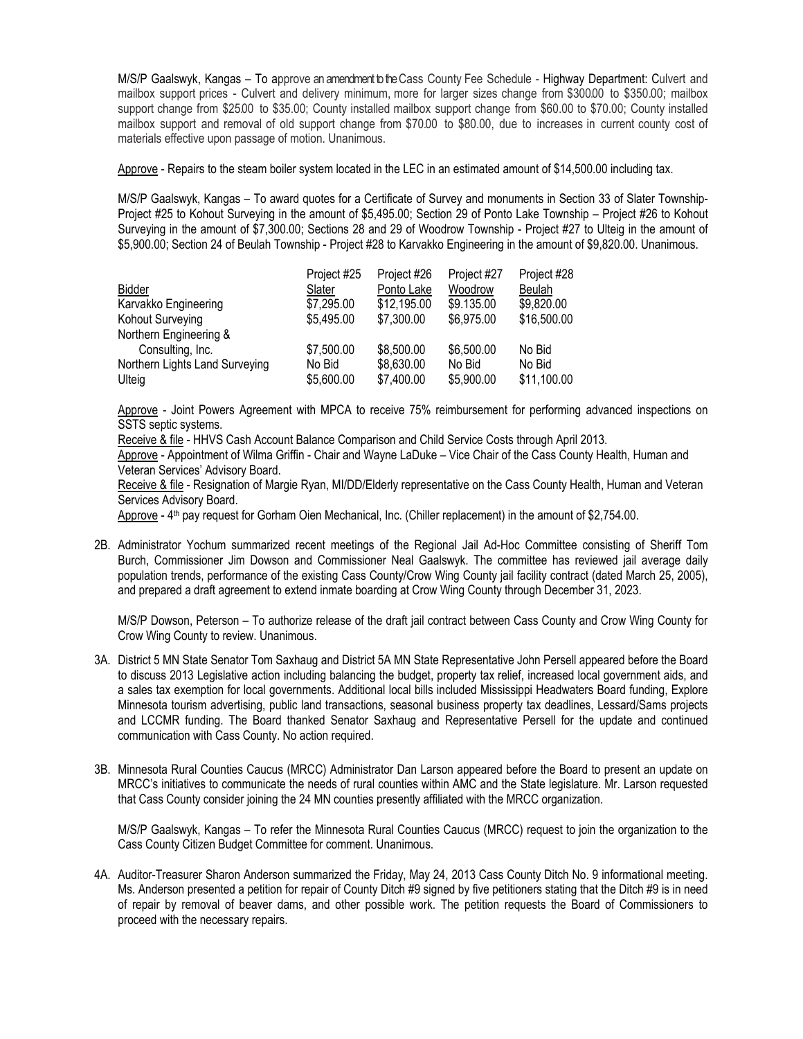M/S/P Gaalswyk, Kangas – To approve an amendment to the Cass County Fee Schedule - Highway Department: Culvert and mailbox support prices - Culvert and delivery minimum, more for larger sizes change from $300.00 to $350.00; mailbox support change from $25.00 to $35.00; County installed mailbox support change from $60.00 to $70.00; County installed mailbox support and removal of old support change from $70.00 to $80.00, due to increases in current county cost of materials effective upon passage of motion. Unanimous.

Approve - Repairs to the steam boiler system located in the LEC in an estimated amount of $14,500.00 including tax.

M/S/P Gaalswyk, Kangas – To award quotes for a Certificate of Survey and monuments in Section 33 of Slater Township- Project #25 to Kohout Surveying in the amount of $5,495.00; Section 29 of Ponto Lake Township – Project #26 to Kohout Surveying in the amount of $7,300.00; Sections 28 and 29 of Woodrow Township - Project #27 to Ulteig in the amount of $5,900.00; Section 24 of Beulah Township - Project #28 to Karvakko Engineering in the amount of $9,820.00. Unanimous.

| Bidder | Project #25 Slater | Project #26 Ponto Lake | Project #27 Woodrow | Project #28 Beulah |
|---|---|---|---|---|
| Karvakko Engineering | $7,295.00 | $12,195.00 | $9.135.00 | $9,820.00 |
| Kohout Surveying | $5,495.00 | $7,300.00 | $6,975.00 | $16,500.00 |
| Northern Engineering & Consulting, Inc. | $7,500.00 | $8,500.00 | $6,500.00 | No Bid |
| Northern Lights Land Surveying | No Bid | $8,630.00 | No Bid | No Bid |
| Ulteig | $5,600.00 | $7,400.00 | $5,900.00 | $11,100.00 |

Approve - Joint Powers Agreement with MPCA to receive 75% reimbursement for performing advanced inspections on SSTS septic systems.

Receive & file - HHVS Cash Account Balance Comparison and Child Service Costs through April 2013.

Approve - Appointment of Wilma Griffin - Chair and Wayne LaDuke – Vice Chair of the Cass County Health, Human and Veteran Services' Advisory Board.

Receive & file - Resignation of Margie Ryan, MI/DD/Elderly representative on the Cass County Health, Human and Veteran Services Advisory Board.

Approve - 4th pay request for Gorham Oien Mechanical, Inc. (Chiller replacement) in the amount of $2,754.00.

2B. Administrator Yochum summarized recent meetings of the Regional Jail Ad-Hoc Committee consisting of Sheriff Tom Burch, Commissioner Jim Dowson and Commissioner Neal Gaalswyk. The committee has reviewed jail average daily population trends, performance of the existing Cass County/Crow Wing County jail facility contract (dated March 25, 2005), and prepared a draft agreement to extend inmate boarding at Crow Wing County through December 31, 2023.

M/S/P Dowson, Peterson – To authorize release of the draft jail contract between Cass County and Crow Wing County for Crow Wing County to review. Unanimous.

3A. District 5 MN State Senator Tom Saxhaug and District 5A MN State Representative John Persell appeared before the Board to discuss 2013 Legislative action including balancing the budget, property tax relief, increased local government aids, and a sales tax exemption for local governments. Additional local bills included Mississippi Headwaters Board funding, Explore Minnesota tourism advertising, public land transactions, seasonal business property tax deadlines, Lessard/Sams projects and LCCMR funding. The Board thanked Senator Saxhaug and Representative Persell for the update and continued communication with Cass County. No action required.

3B. Minnesota Rural Counties Caucus (MRCC) Administrator Dan Larson appeared before the Board to present an update on MRCC's initiatives to communicate the needs of rural counties within AMC and the State legislature. Mr. Larson requested that Cass County consider joining the 24 MN counties presently affiliated with the MRCC organization.

M/S/P Gaalswyk, Kangas – To refer the Minnesota Rural Counties Caucus (MRCC) request to join the organization to the Cass County Citizen Budget Committee for comment. Unanimous.

4A. Auditor-Treasurer Sharon Anderson summarized the Friday, May 24, 2013 Cass County Ditch No. 9 informational meeting. Ms. Anderson presented a petition for repair of County Ditch #9 signed by five petitioners stating that the Ditch #9 is in need of repair by removal of beaver dams, and other possible work. The petition requests the Board of Commissioners to proceed with the necessary repairs.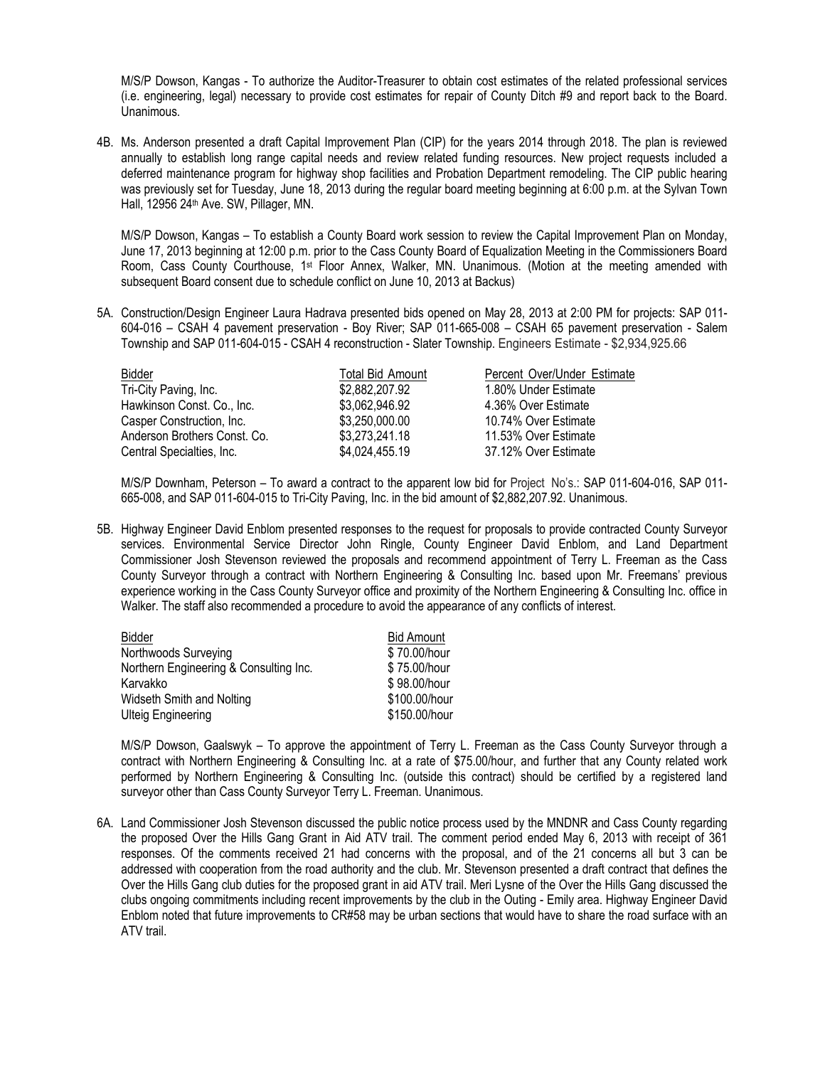M/S/P Dowson, Kangas - To authorize the Auditor-Treasurer to obtain cost estimates of the related professional services (i.e. engineering, legal) necessary to provide cost estimates for repair of County Ditch #9 and report back to the Board. Unanimous.

4B. Ms. Anderson presented a draft Capital Improvement Plan (CIP) for the years 2014 through 2018. The plan is reviewed annually to establish long range capital needs and review related funding resources. New project requests included a deferred maintenance program for highway shop facilities and Probation Department remodeling. The CIP public hearing was previously set for Tuesday, June 18, 2013 during the regular board meeting beginning at 6:00 p.m. at the Sylvan Town Hall, 12956 24th Ave. SW, Pillager, MN.

M/S/P Dowson, Kangas – To establish a County Board work session to review the Capital Improvement Plan on Monday, June 17, 2013 beginning at 12:00 p.m. prior to the Cass County Board of Equalization Meeting in the Commissioners Board Room, Cass County Courthouse, 1st Floor Annex, Walker, MN. Unanimous. (Motion at the meeting amended with subsequent Board consent due to schedule conflict on June 10, 2013 at Backus)

5A. Construction/Design Engineer Laura Hadrava presented bids opened on May 28, 2013 at 2:00 PM for projects: SAP 011-604-016 – CSAH 4 pavement preservation - Boy River; SAP 011-665-008 – CSAH 65 pavement preservation - Salem Township and SAP 011-604-015 - CSAH 4 reconstruction - Slater Township. Engineers Estimate - $2,934,925.66

| Bidder | Total Bid Amount | Percent Over/Under Estimate |
|---|---|---|
| Tri-City Paving, Inc. | $2,882,207.92 | 1.80% Under Estimate |
| Hawkinson Const. Co., Inc. | $3,062,946.92 | 4.36% Over Estimate |
| Casper Construction, Inc. | $3,250,000.00 | 10.74% Over Estimate |
| Anderson Brothers Const. Co. | $3,273,241.18 | 11.53% Over Estimate |
| Central Specialties, Inc. | $4,024,455.19 | 37.12% Over Estimate |

M/S/P Downham, Peterson – To award a contract to the apparent low bid for Project No's.: SAP 011-604-016, SAP 011-665-008, and SAP 011-604-015 to Tri-City Paving, Inc. in the bid amount of $2,882,207.92. Unanimous.

5B. Highway Engineer David Enblom presented responses to the request for proposals to provide contracted County Surveyor services. Environmental Service Director John Ringle, County Engineer David Enblom, and Land Department Commissioner Josh Stevenson reviewed the proposals and recommend appointment of Terry L. Freeman as the Cass County Surveyor through a contract with Northern Engineering & Consulting Inc. based upon Mr. Freemans' previous experience working in the Cass County Surveyor office and proximity of the Northern Engineering & Consulting Inc. office in Walker. The staff also recommended a procedure to avoid the appearance of any conflicts of interest.

| Bidder | Bid Amount |
|---|---|
| Northwoods Surveying | $ 70.00/hour |
| Northern Engineering & Consulting Inc. | $ 75.00/hour |
| Karvakko | $ 98.00/hour |
| Widseth Smith and Nolting | $100.00/hour |
| Ulteig Engineering | $150.00/hour |

M/S/P Dowson, Gaalswyk – To approve the appointment of Terry L. Freeman as the Cass County Surveyor through a contract with Northern Engineering & Consulting Inc. at a rate of $75.00/hour, and further that any County related work performed by Northern Engineering & Consulting Inc. (outside this contract) should be certified by a registered land surveyor other than Cass County Surveyor Terry L. Freeman. Unanimous.

6A. Land Commissioner Josh Stevenson discussed the public notice process used by the MNDNR and Cass County regarding the proposed Over the Hills Gang Grant in Aid ATV trail. The comment period ended May 6, 2013 with receipt of 361 responses. Of the comments received 21 had concerns with the proposal, and of the 21 concerns all but 3 can be addressed with cooperation from the road authority and the club. Mr. Stevenson presented a draft contract that defines the Over the Hills Gang club duties for the proposed grant in aid ATV trail. Meri Lysne of the Over the Hills Gang discussed the clubs ongoing commitments including recent improvements by the club in the Outing - Emily area. Highway Engineer David Enblom noted that future improvements to CR#58 may be urban sections that would have to share the road surface with an ATV trail.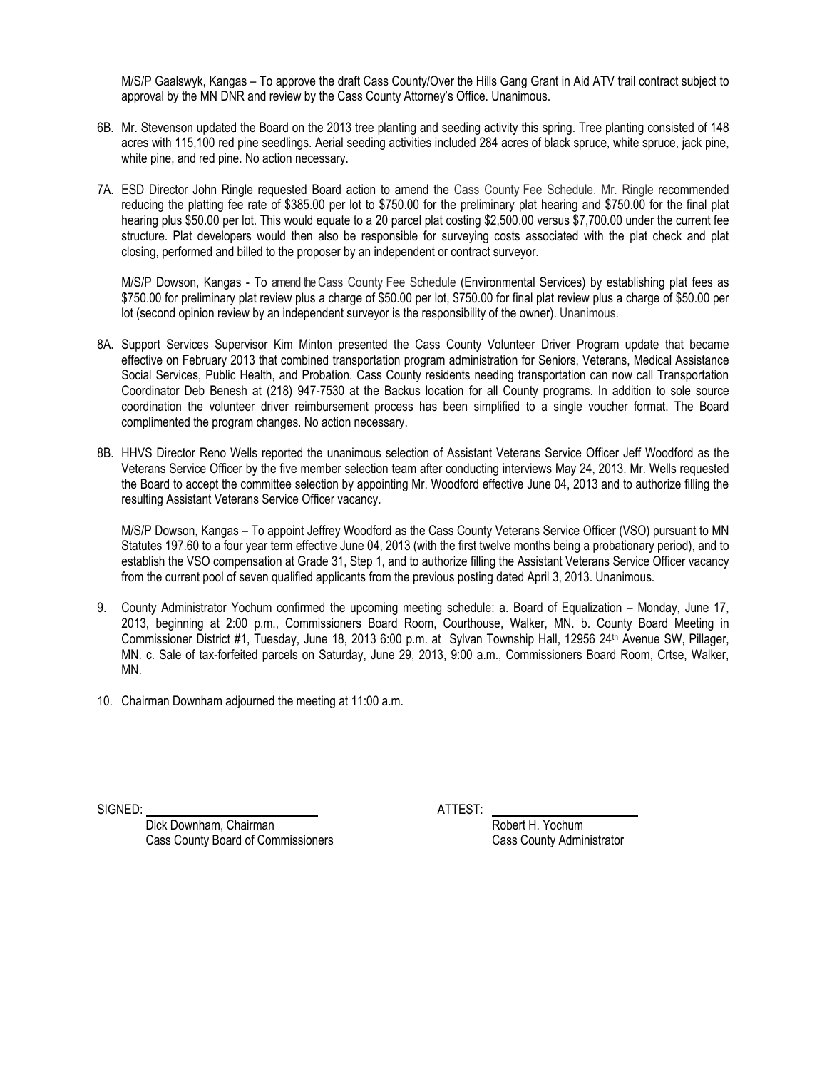M/S/P Gaalswyk, Kangas – To approve the draft Cass County/Over the Hills Gang Grant in Aid ATV trail contract subject to approval by the MN DNR and review by the Cass County Attorney's Office. Unanimous.

6B. Mr. Stevenson updated the Board on the 2013 tree planting and seeding activity this spring. Tree planting consisted of 148 acres with 115,100 red pine seedlings. Aerial seeding activities included 284 acres of black spruce, white spruce, jack pine, white pine, and red pine. No action necessary.

7A. ESD Director John Ringle requested Board action to amend the Cass County Fee Schedule. Mr. Ringle recommended reducing the platting fee rate of $385.00 per lot to $750.00 for the preliminary plat hearing and $750.00 for the final plat hearing plus $50.00 per lot. This would equate to a 20 parcel plat costing $2,500.00 versus $7,700.00 under the current fee structure. Plat developers would then also be responsible for surveying costs associated with the plat check and plat closing, performed and billed to the proposer by an independent or contract surveyor.

M/S/P Dowson, Kangas - To amend the Cass County Fee Schedule (Environmental Services) by establishing plat fees as $750.00 for preliminary plat review plus a charge of $50.00 per lot, $750.00 for final plat review plus a charge of $50.00 per lot (second opinion review by an independent surveyor is the responsibility of the owner). Unanimous.

8A. Support Services Supervisor Kim Minton presented the Cass County Volunteer Driver Program update that became effective on February 2013 that combined transportation program administration for Seniors, Veterans, Medical Assistance Social Services, Public Health, and Probation. Cass County residents needing transportation can now call Transportation Coordinator Deb Benesh at (218) 947-7530 at the Backus location for all County programs. In addition to sole source coordination the volunteer driver reimbursement process has been simplified to a single voucher format. The Board complimented the program changes. No action necessary.

8B. HHVS Director Reno Wells reported the unanimous selection of Assistant Veterans Service Officer Jeff Woodford as the Veterans Service Officer by the five member selection team after conducting interviews May 24, 2013. Mr. Wells requested the Board to accept the committee selection by appointing Mr. Woodford effective June 04, 2013 and to authorize filling the resulting Assistant Veterans Service Officer vacancy.

M/S/P Dowson, Kangas – To appoint Jeffrey Woodford as the Cass County Veterans Service Officer (VSO) pursuant to MN Statutes 197.60 to a four year term effective June 04, 2013 (with the first twelve months being a probationary period), and to establish the VSO compensation at Grade 31, Step 1, and to authorize filling the Assistant Veterans Service Officer vacancy from the current pool of seven qualified applicants from the previous posting dated April 3, 2013. Unanimous.

9. County Administrator Yochum confirmed the upcoming meeting schedule: a. Board of Equalization – Monday, June 17, 2013, beginning at 2:00 p.m., Commissioners Board Room, Courthouse, Walker, MN. b. County Board Meeting in Commissioner District #1, Tuesday, June 18, 2013 6:00 p.m. at Sylvan Township Hall, 12956 24th Avenue SW, Pillager, MN. c. Sale of tax-forfeited parcels on Saturday, June 29, 2013, 9:00 a.m., Commissioners Board Room, Crtse, Walker, MN.

10. Chairman Downham adjourned the meeting at 11:00 a.m.

SIGNED: ______________________________

Dick Downham, Chairman
Cass County Board of Commissioners

ATTEST: ______________________________

Robert H. Yochum
Cass County Administrator